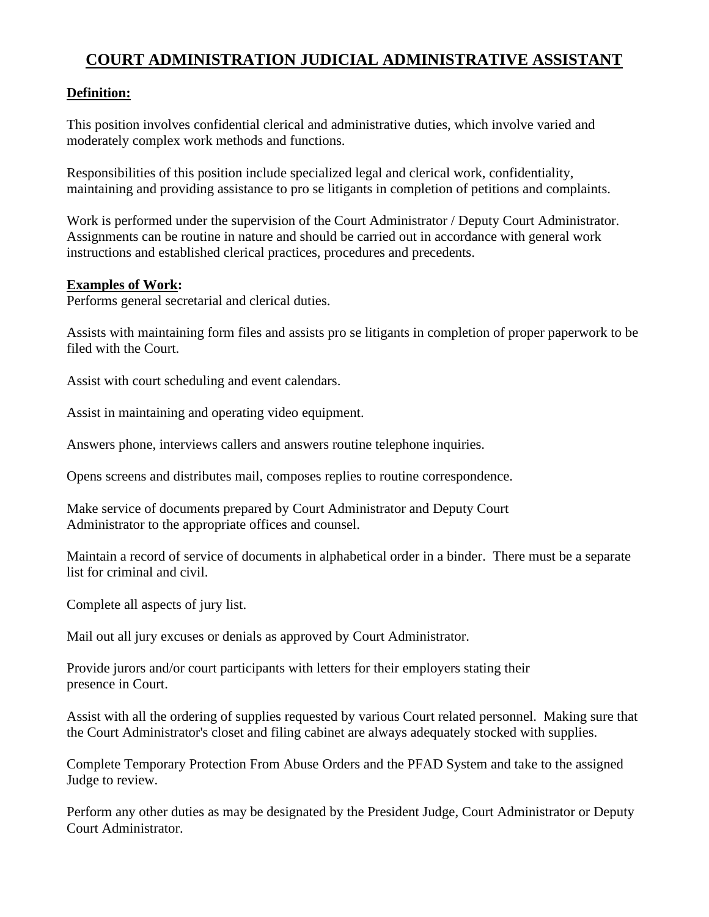# COURT ADMINISTRATION JUDICIAL ADMINISTRATIVE ASSISTANT

## Definition:

This position involves confidential clerical and administrative duties, which involve varied and moderately complex work methods and functions.

Responsibilities of this position include specialized legal and clerical work, confidentiality, maintaining and providing assistance to pro se litigants in completion of petitions and complaints.

Work is performed under the supervision of the Court Administrator / Deputy Court Administrator. Assignments can be routine in nature and should be carried out in accordance with general work instructions and established clerical practices, procedures and precedents.

## Examples of Work:

Performs general secretarial and clerical duties.

Assists with maintaining form files and assists pro se litigants in completion of proper paperwork to be filed with the Court.

Assist with court scheduling and event calendars.

Assist in maintaining and operating video equipment.

Answers phone, interviews callers and answers routine telephone inquiries.

Opens screens and distributes mail, composes replies to routine correspondence.

Make service of documents prepared by Court Administrator and Deputy Court Administrator to the appropriate offices and counsel.

Maintain a record of service of documents in alphabetical order in a binder. There must be a separate list for criminal and civil.

Complete all aspects of jury list.

Mail out all jury excuses or denials as approved by Court Administrator.

Provide jurors and/or court participants with letters for their employers stating their presence in Court.

Assist with all the ordering of supplies requested by various Court related personnel. Making sure that the Court Administrator's closet and filing cabinet are always adequately stocked with supplies.

Complete Temporary Protection From Abuse Orders and the PFAD System and take to the assigned Judge to review.

Perform any other duties as may be designated by the President Judge, Court Administrator or Deputy Court Administrator.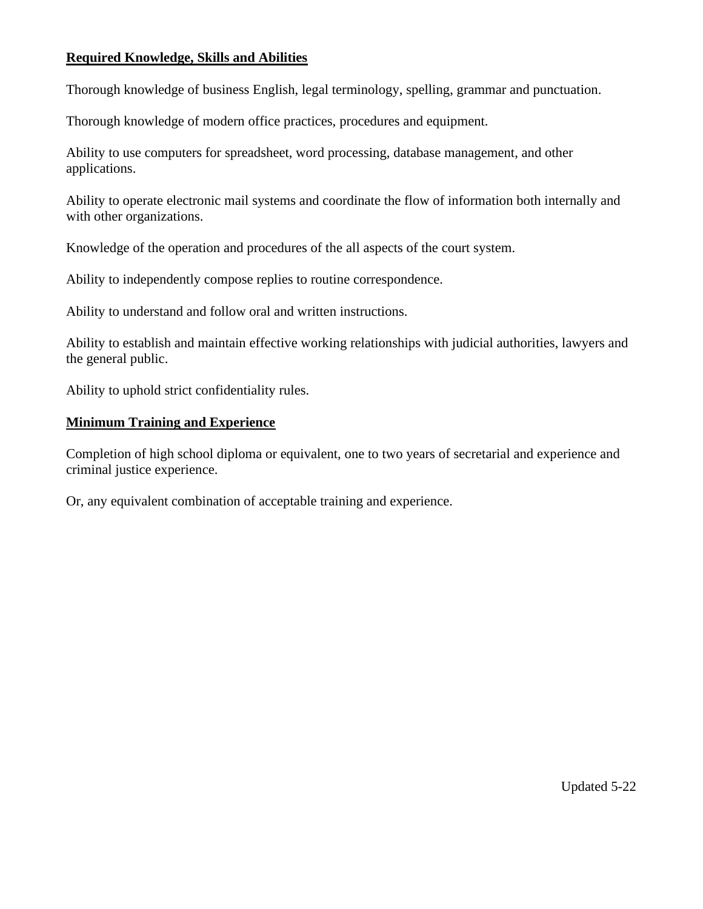**Required Knowledge, Skills and Abilities**

Thorough knowledge of business English, legal terminology, spelling, grammar and punctuation.

Thorough knowledge of modern office practices, procedures and equipment.

Ability to use computers for spreadsheet, word processing, database management, and other applications.

Ability to operate electronic mail systems and coordinate the flow of information both internally and with other organizations.

Knowledge of the operation and procedures of the all aspects of the court system.

Ability to independently compose replies to routine correspondence.

Ability to understand and follow oral and written instructions.

Ability to establish and maintain effective working relationships with judicial authorities, lawyers and the general public.

Ability to uphold strict confidentiality rules.

**Minimum Training and Experience**

Completion of high school diploma or equivalent, one to two years of secretarial and experience and criminal justice experience.

Or, any equivalent combination of acceptable training and experience.

Updated 5-22